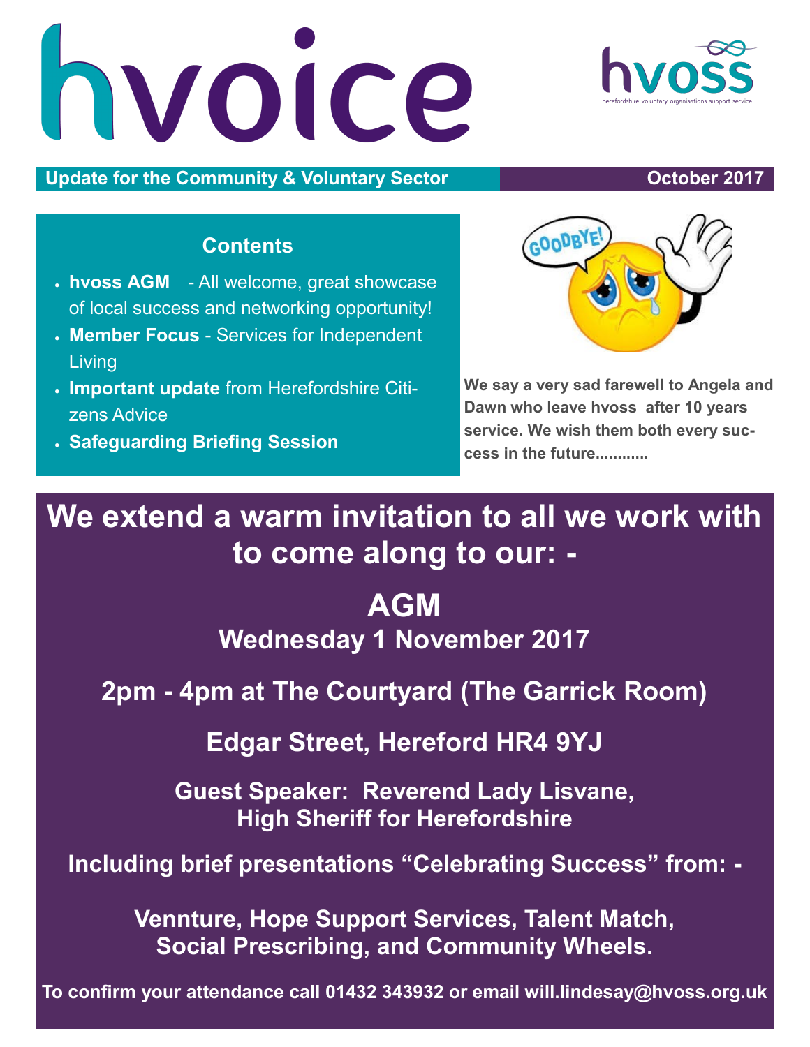# hvoice

hvoss
herefordshire voluntary organisations support service

**Update for the Community & Voluntary Sector** **October 2017**

## Contents

- **hvoss AGM** - All welcome, great showcase of local success and networking opportunity!
- **Member Focus** - Services for Independent Living
- **Important update** from Herefordshire Citizens Advice
- **Safeguarding Briefing Session**

**We say a very sad farewell to Angela and Dawn who leave hvoss after 10 years service. We wish them both every success in the future............**

## We extend a warm invitation to all we work with to come along to our: -

## AGM

### Wednesday 1 November 2017

**2pm - 4pm at The Courtyard (The Garrick Room)**

**Edgar Street, Hereford HR4 9YJ**

**Guest Speaker: Reverend Lady Lisvane, High Sheriff for Herefordshire**

**Including brief presentations "Celebrating Success" from: -**

**Vennture, Hope Support Services, Talent Match, Social Prescribing, and Community Wheels.**

**To confirm your attendance call 01432 343932 or email will.lindesay@hvoss.org.uk**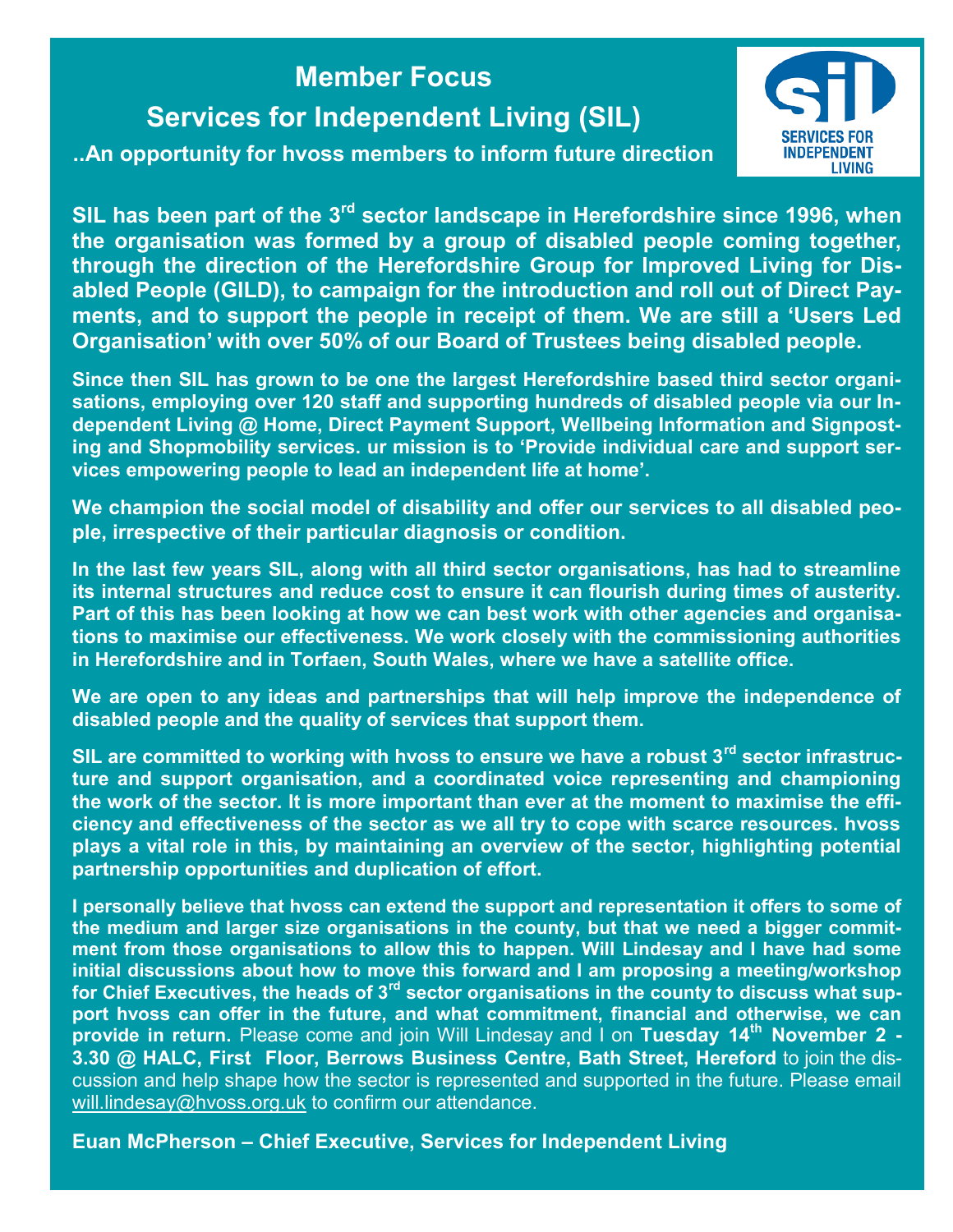# Member Focus

## Services for Independent Living (SIL)

**..An opportunity for hvoss members to inform future direction**

**SIL has been part of the 3rd sector landscape in Herefordshire since 1996, when the organisation was formed by a group of disabled people coming together, through the direction of the Herefordshire Group for Improved Living for Disabled People (GILD), to campaign for the introduction and roll out of Direct Payments, and to support the people in receipt of them. We are still a 'Users Led Organisation' with over 50% of our Board of Trustees being disabled people.**

**Since then SIL has grown to be one the largest Herefordshire based third sector organisations, employing over 120 staff and supporting hundreds of disabled people via our Independent Living @ Home, Direct Payment Support, Wellbeing Information and Signposting and Shopmobility services. ur mission is to 'Provide individual care and support services empowering people to lead an independent life at home'.**

**We champion the social model of disability and offer our services to all disabled people, irrespective of their particular diagnosis or condition.**

**In the last few years SIL, along with all third sector organisations, has had to streamline its internal structures and reduce cost to ensure it can flourish during times of austerity. Part of this has been looking at how we can best work with other agencies and organisations to maximise our effectiveness. We work closely with the commissioning authorities in Herefordshire and in Torfaen, South Wales, where we have a satellite office.**

**We are open to any ideas and partnerships that will help improve the independence of disabled people and the quality of services that support them.**

**SIL are committed to working with hvoss to ensure we have a robust 3rd sector infrastructure and support organisation, and a coordinated voice representing and championing the work of the sector. It is more important than ever at the moment to maximise the efficiency and effectiveness of the sector as we all try to cope with scarce resources. hvoss plays a vital role in this, by maintaining an overview of the sector, highlighting potential partnership opportunities and duplication of effort.**

**I personally believe that hvoss can extend the support and representation it offers to some of the medium and larger size organisations in the county, but that we need a bigger commitment from those organisations to allow this to happen. Will Lindesay and I have had some initial discussions about how to move this forward and I am proposing a meeting/workshop for Chief Executives, the heads of 3rd sector organisations in the county to discuss what support hvoss can offer in the future, and what commitment, financial and otherwise, we can provide in return**. Please come and join Will Lindesay and I on **Tuesday 14th November 2 - 3.30 @ HALC, First Floor, Berrows Business Centre, Bath Street, Hereford** to join the discussion and help shape how the sector is represented and supported in the future. Please email will.lindesay@hvoss.org.uk to confirm our attendance.

**Euan McPherson – Chief Executive, Services for Independent Living**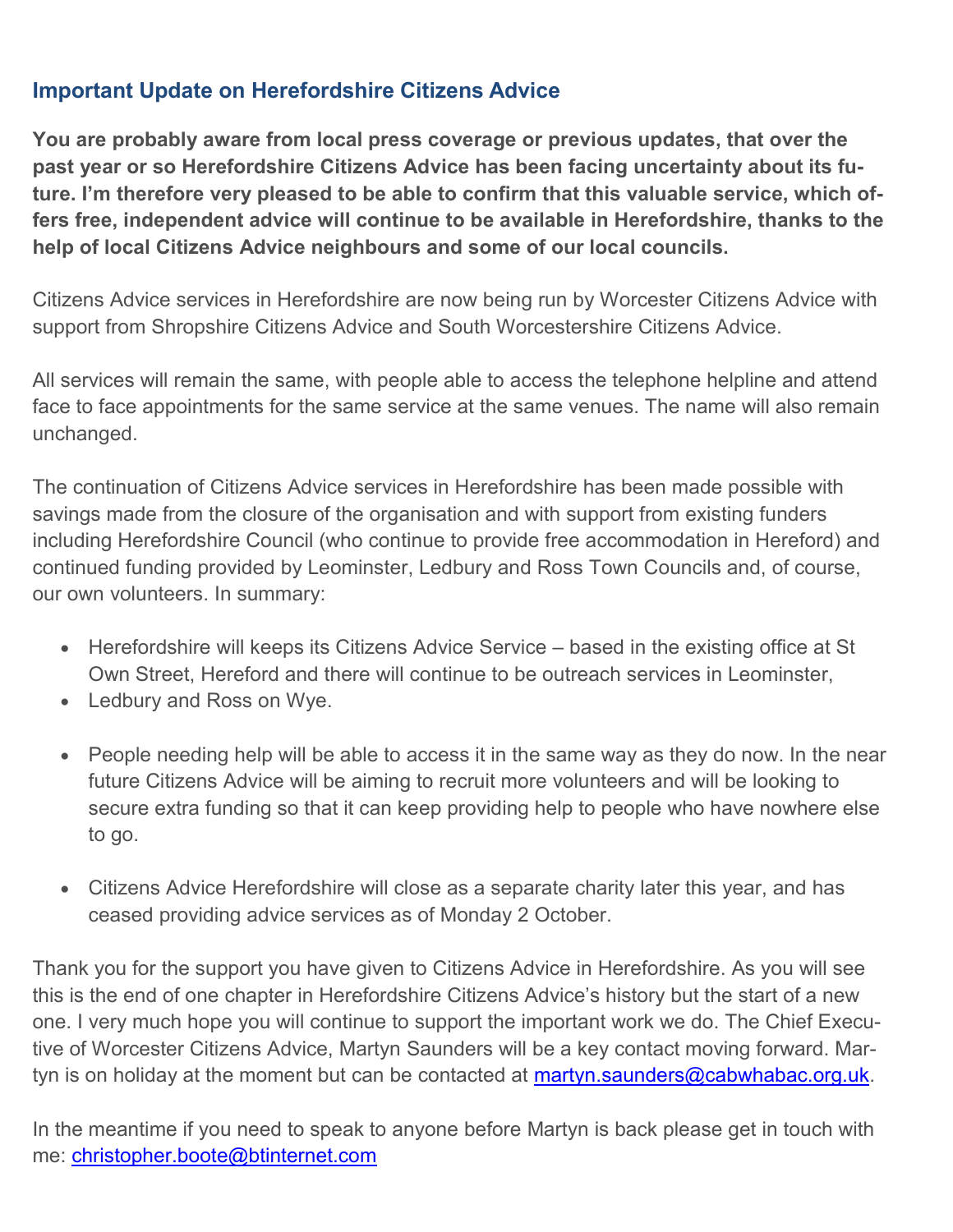## Important Update on Herefordshire Citizens Advice

**You are probably aware from local press coverage or previous updates, that over the past year or so Herefordshire Citizens Advice has been facing uncertainty about its future. I'm therefore very pleased to be able to confirm that this valuable service, which offers free, independent advice will continue to be available in Herefordshire, thanks to the help of local Citizens Advice neighbours and some of our local councils.**

Citizens Advice services in Herefordshire are now being run by Worcester Citizens Advice with support from Shropshire Citizens Advice and South Worcestershire Citizens Advice.

All services will remain the same, with people able to access the telephone helpline and attend face to face appointments for the same service at the same venues. The name will also remain unchanged.

The continuation of Citizens Advice services in Herefordshire has been made possible with savings made from the closure of the organisation and with support from existing funders including Herefordshire Council (who continue to provide free accommodation in Hereford) and continued funding provided by Leominster, Ledbury and Ross Town Councils and, of course, our own volunteers. In summary:

- Herefordshire will keeps its Citizens Advice Service – based in the existing office at St Own Street, Hereford and there will continue to be outreach services in Leominster,
- Ledbury and Ross on Wye.

- People needing help will be able to access it in the same way as they do now. In the near future Citizens Advice will be aiming to recruit more volunteers and will be looking to secure extra funding so that it can keep providing help to people who have nowhere else to go.

- Citizens Advice Herefordshire will close as a separate charity later this year, and has ceased providing advice services as of Monday 2 October.

Thank you for the support you have given to Citizens Advice in Herefordshire. As you will see this is the end of one chapter in Herefordshire Citizens Advice's history but the start of a new one. I very much hope you will continue to support the important work we do. The Chief Executive of Worcester Citizens Advice, Martyn Saunders will be a key contact moving forward. Martyn is on holiday at the moment but can be contacted at martyn.saunders@cabwhabac.org.uk.

In the meantime if you need to speak to anyone before Martyn is back please get in touch with me: christopher.boote@btinternet.com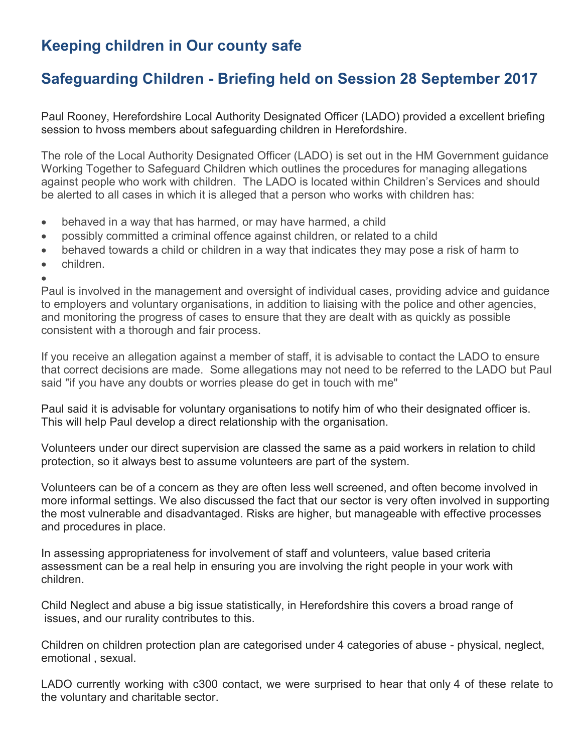## Keeping children in Our county safe

## Safeguarding Children - Briefing held on Session 28 September 2017

Paul Rooney, Herefordshire Local Authority Designated Officer (LADO) provided a excellent briefing session to hvoss members about safeguarding children in Herefordshire.

The role of the Local Authority Designated Officer (LADO) is set out in the HM Government guidance Working Together to Safeguard Children which outlines the procedures for managing allegations against people who work with children. The LADO is located within Children's Services and should be alerted to all cases in which it is alleged that a person who works with children has:

- behaved in a way that has harmed, or may have harmed, a child
- possibly committed a criminal offence against children, or related to a child
- behaved towards a child or children in a way that indicates they may pose a risk of harm to
- children.

Paul is involved in the management and oversight of individual cases, providing advice and guidance to employers and voluntary organisations, in addition to liaising with the police and other agencies, and monitoring the progress of cases to ensure that they are dealt with as quickly as possible consistent with a thorough and fair process.

If you receive an allegation against a member of staff, it is advisable to contact the LADO to ensure that correct decisions are made. Some allegations may not need to be referred to the LADO but Paul said "if you have any doubts or worries please do get in touch with me"

Paul said it is advisable for voluntary organisations to notify him of who their designated officer is. This will help Paul develop a direct relationship with the organisation.

Volunteers under our direct supervision are classed the same as a paid workers in relation to child protection, so it always best to assume volunteers are part of the system.

Volunteers can be of a concern as they are often less well screened, and often become involved in more informal settings. We also discussed the fact that our sector is very often involved in supporting the most vulnerable and disadvantaged. Risks are higher, but manageable with effective processes and procedures in place.

In assessing appropriateness for involvement of staff and volunteers, value based criteria assessment can be a real help in ensuring you are involving the right people in your work with children.

Child Neglect and abuse a big issue statistically, in Herefordshire this covers a broad range of issues, and our rurality contributes to this.

Children on children protection plan are categorised under 4 categories of abuse - physical, neglect, emotional , sexual.

LADO currently working with c300 contact, we were surprised to hear that only 4 of these relate to the voluntary and charitable sector.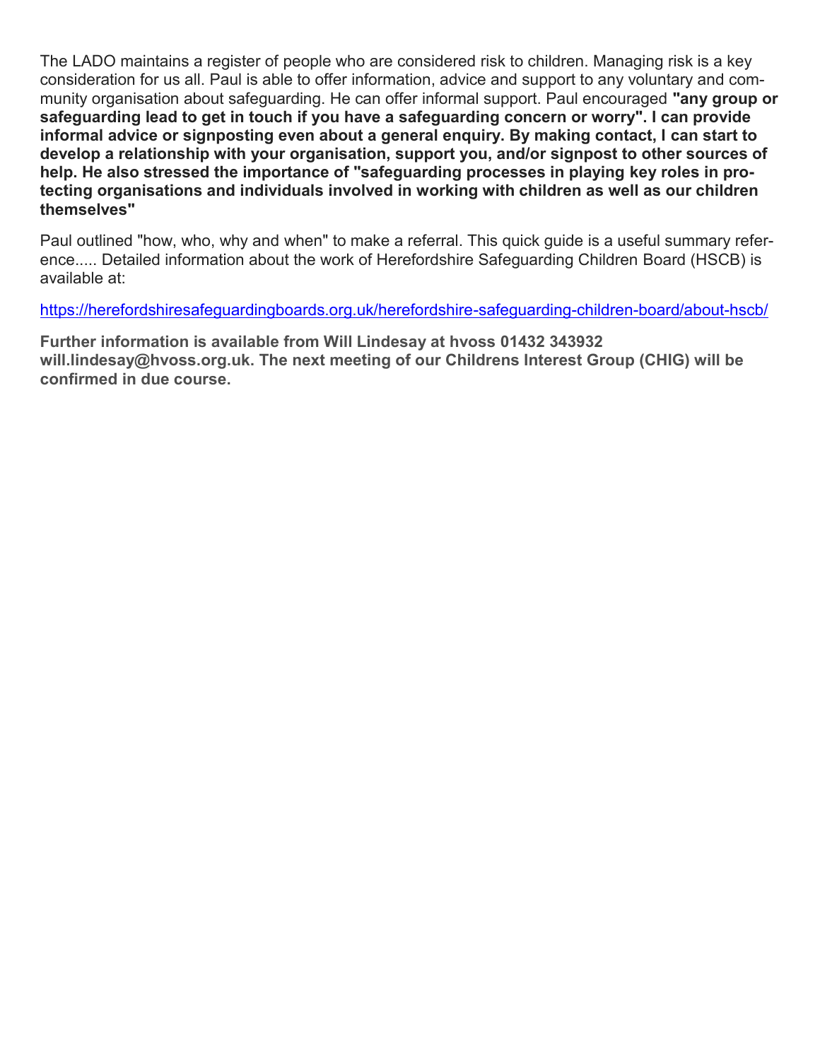The LADO maintains a register of people who are considered risk to children. Managing risk is a key consideration for us all. Paul is able to offer information, advice and support to any voluntary and community organisation about safeguarding. He can offer informal support. Paul encouraged **"any group or safeguarding lead to get in touch if you have a safeguarding concern or worry". I can provide informal advice or signposting even about a general enquiry. By making contact, I can start to develop a relationship with your organisation, support you, and/or signpost to other sources of help. He also stressed the importance of "safeguarding processes in playing key roles in protecting organisations and individuals involved in working with children as well as our children themselves"**

Paul outlined "how, who, why and when" to make a referral. This quick guide is a useful summary reference..... Detailed information about the work of Herefordshire Safeguarding Children Board (HSCB) is available at:

https://herefordshiresafeguardingboards.org.uk/herefordshire-safeguarding-children-board/about-hscb/

**Further information is available from Will Lindesay at hvoss 01432 343932 will.lindesay@hvoss.org.uk. The next meeting of our Childrens Interest Group (CHIG) will be confirmed in due course.**